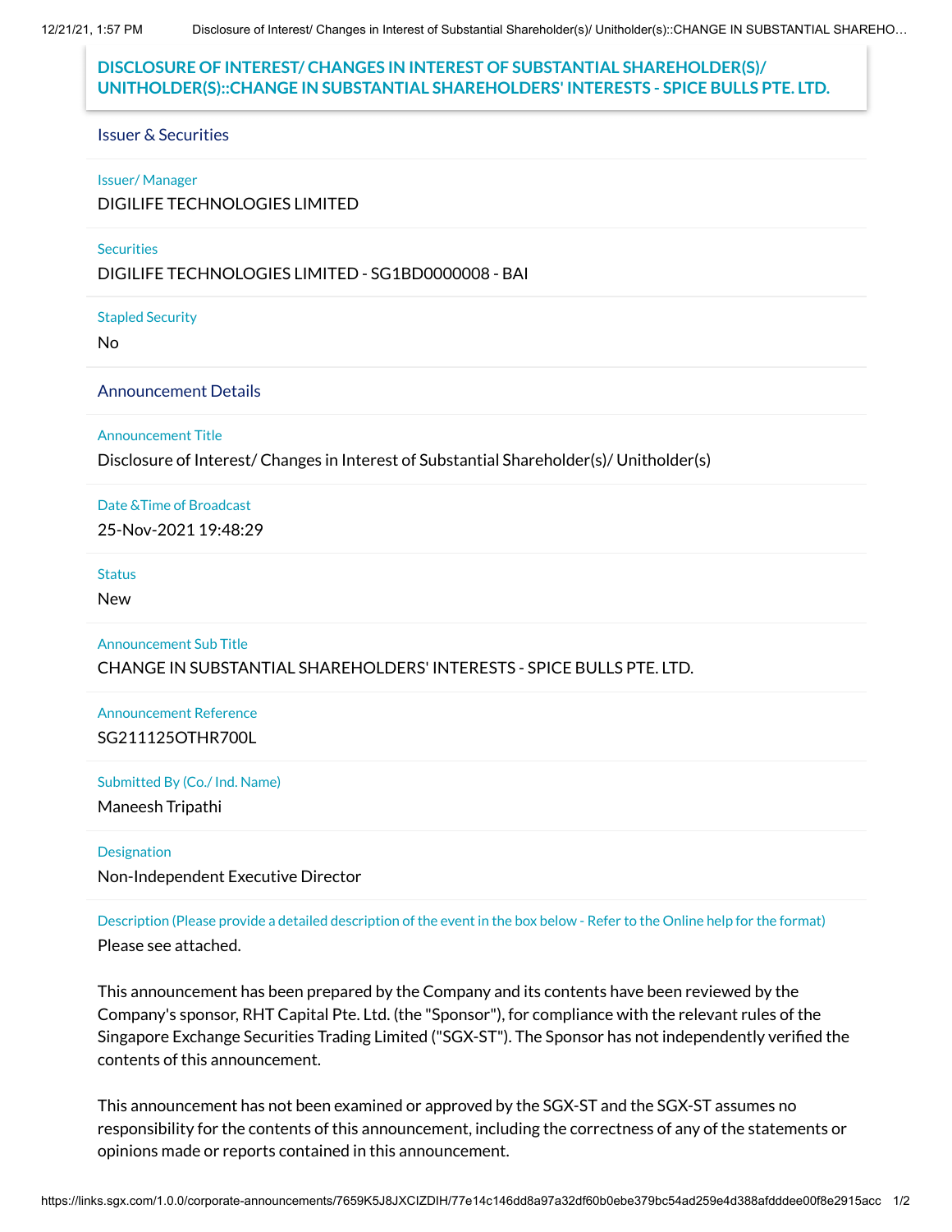# DISCLOSURE OF INTEREST/ CHANGES IN INTEREST OF SUBSTANTIAL SHAREHOLDER(S)/ UNITHOLDER(S)::CHANGE IN SUBSTANTIAL SHAREHOLDERS' INTERESTS - SPICE BULLS PTE. LTD.

## Issuer & Securities

**Issuer/ Manager**

DIGILIFE TECHNOLOGIES LIMITED

**Securities**

DIGILIFE TECHNOLOGIES LIMITED - SG1BD0000008 - BAI

**Stapled Security**

No

## Announcement Details

**Announcement Title**

Disclosure of Interest/ Changes in Interest of Substantial Shareholder(s)/ Unitholder(s)

**Date &Time of Broadcast**

25-Nov-2021 19:48:29

**Status**

New

**Announcement Sub Title**

CHANGE IN SUBSTANTIAL SHAREHOLDERS' INTERESTS - SPICE BULLS PTE. LTD.

**Announcement Reference**

SG211125OTHR700L

**Submitted By (Co./ Ind. Name)**

Maneesh Tripathi

**Designation**

Non-Independent Executive Director

**Description (Please provide a detailed description of the event in the box below - Refer to the Online help for the format)**

Please see attached.

This announcement has been prepared by the Company and its contents have been reviewed by the Company's sponsor, RHT Capital Pte. Ltd. (the "Sponsor"), for compliance with the relevant rules of the Singapore Exchange Securities Trading Limited ("SGX-ST"). The Sponsor has not independently verified the contents of this announcement.

This announcement has not been examined or approved by the SGX-ST and the SGX-ST assumes no responsibility for the contents of this announcement, including the correctness of any of the statements or opinions made or reports contained in this announcement.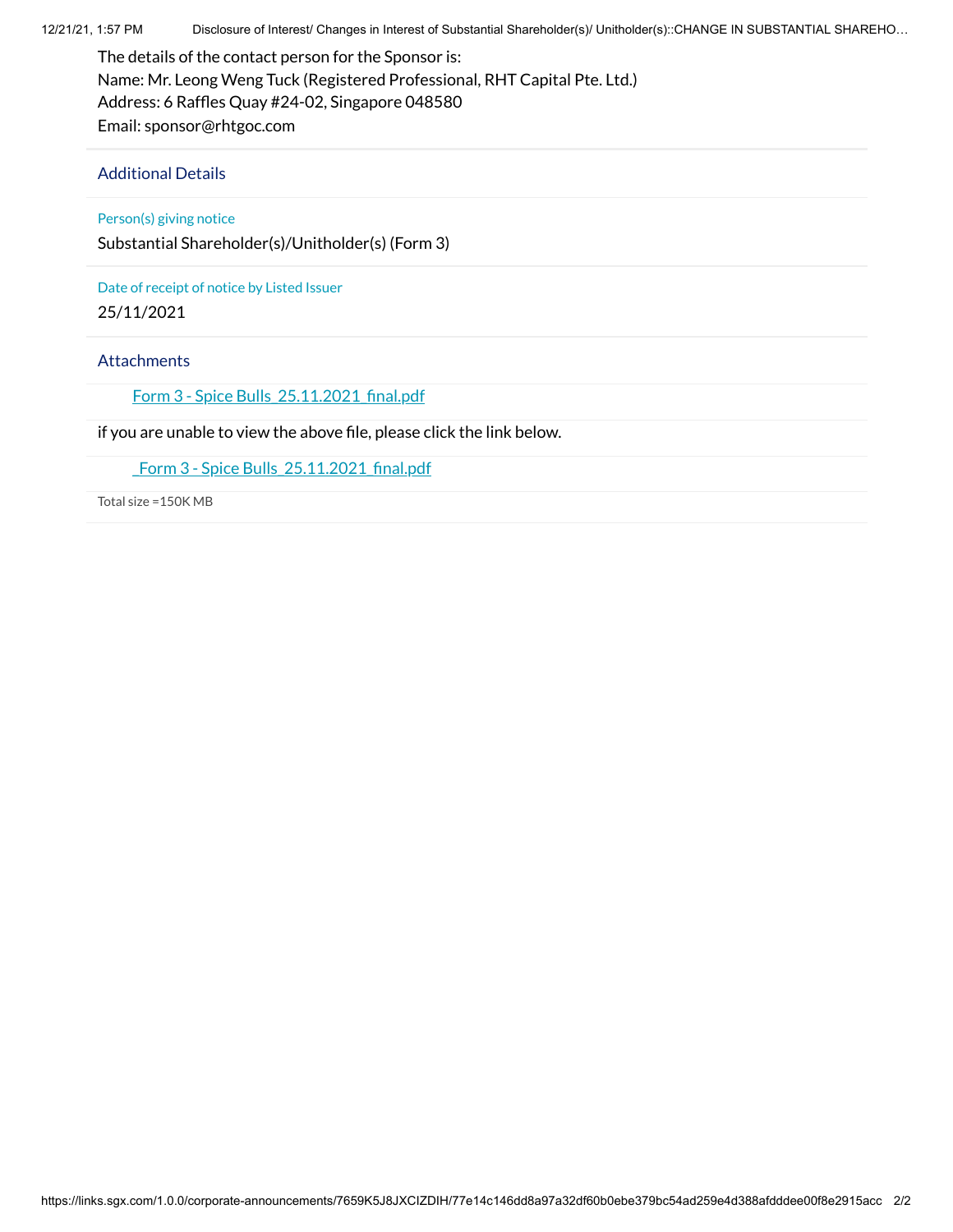The details of the contact person for the Sponsor is:
Name: Mr. Leong Weng Tuck (Registered Professional, RHT Capital Pte. Ltd.)
Address: 6 Raffles Quay #24-02, Singapore 048580
Email: sponsor@rhtgoc.com

## Additional Details

Person(s) giving notice

Substantial Shareholder(s)/Unitholder(s) (Form 3)

Date of receipt of notice by Listed Issuer

25/11/2021

## Attachments

Form 3 - Spice Bulls_25.11.2021_final.pdf

if you are unable to view the above file, please click the link below.

_Form 3 - Spice Bulls_25.11.2021_final.pdf

Total size =150K MB